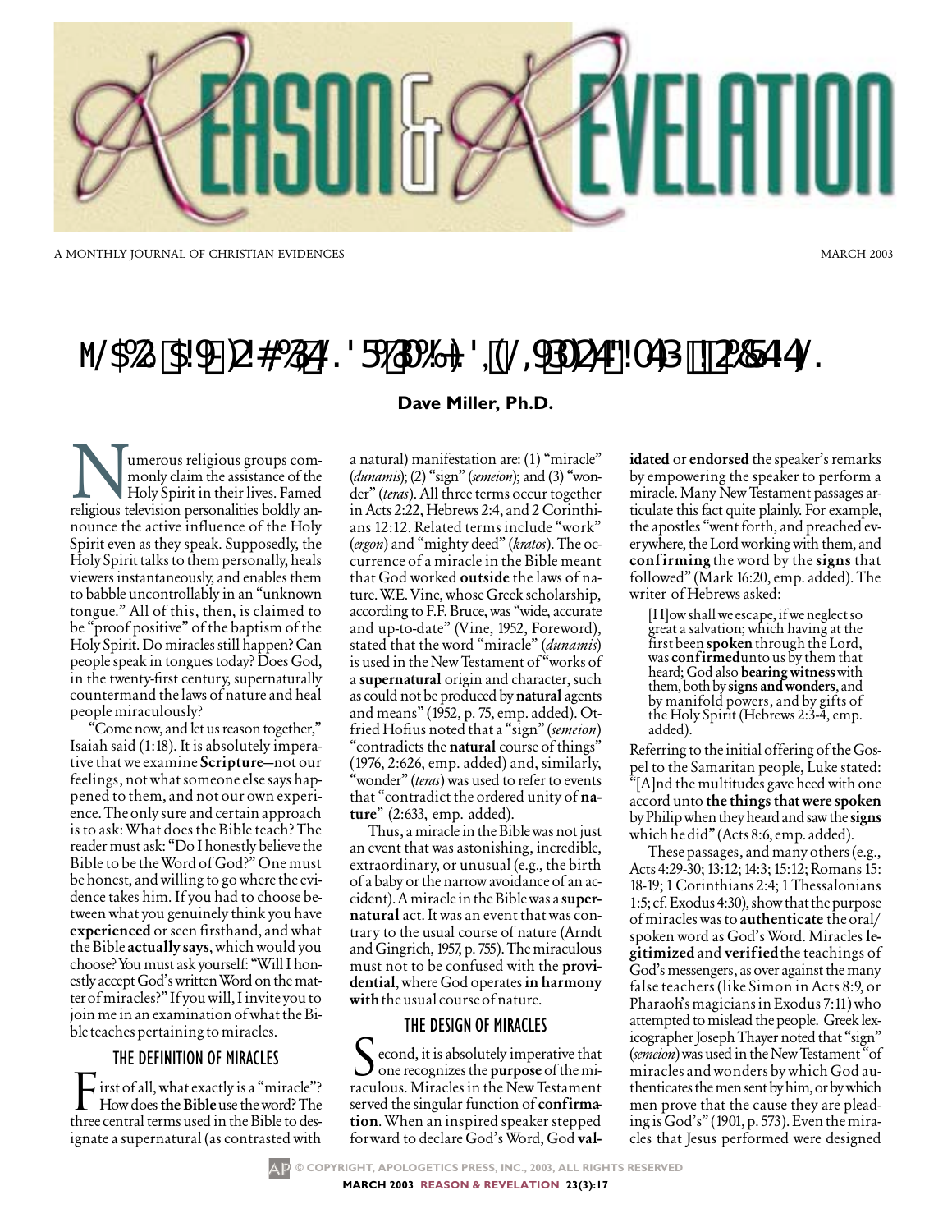# MODERN-DAY MIRACLES, TONGUES, AND HOLY SPIRIT BAPTISM: A REFUTATION

**Dave Miller, Ph.D.**

Numerous religious groups commonly claim the assistance of the Holy Spirit in their lives. Famed religious television personalities boldly announce the active influence of the Holy Spirit even as they speak. Supposedly, the Holy Spirit talks to them personally, heals viewers instantaneously, and enables them to babble uncontrollably in an "unknown tongue." All of this, then, is claimed to be "proof positive" of the baptism of the Holy Spirit. Do miracles still happen? Can people speak in tongues today? Does God, in the twenty-first century, supernaturally countermand the laws of nature and heal people miraculously?

"Come now, and let us reason together," Isaiah said (1:18). It is absolutely imperative that we examine **Scripture**—not our feelings, not what someone else says happened to them, and not our own experience. The only sure and certain approach is to ask: What does the Bible teach? The reader must ask: "Do I honestly believe the Bible to be the Word of God?" One must be honest, and willing to go where the evidence takes him. If you had to choose between what you genuinely think you have **experienced** or seen firsthand, and what the Bible **actually says**, which would you choose? You must ask yourself: "Will I honestly accept God's written Word on the matter of miracles?" If you will, I invite you to join me in an examination of what the Bible teaches pertaining to miracles.

## THE DEFINITION OF MIRACLES

First of all, what exactly is a "miracle"? How does **the Bible** use the word? The three central terms used in the Bible to designate a supernatural (as contrasted with a natural) manifestation are: (1) "miracle" (*dunamis*); (2) "sign" (*semeion*); and (3) "wonder" (*teras*). All three terms occur together in Acts 2:22, Hebrews 2:4, and 2 Corinthians 12:12. Related terms include "work" (*ergon*) and "mighty deed" (*kratos*). The occurrence of a miracle in the Bible meant that God worked **outside** the laws of nature. W.E. Vine, whose Greek scholarship, according to F.F. Bruce, was "wide, accurate and up-to-date" (Vine, 1952, Foreword), stated that the word "miracle" (*dunamis*) is used in the New Testament of "works of a **supernatural** origin and character, such as could not be produced by **natural** agents and means" (1952, p. 75, emp. added). Otfried Hofius noted that a "sign" (*semeion*) "contradicts the **natural** course of things" (1976, 2:626, emp. added) and, similarly, "wonder" (*teras*) was used to refer to events that "contradict the ordered unity of **nature**" (2:633, emp. added).

Thus, a miracle in the Bible was not just an event that was astonishing, incredible, extraordinary, or unusual (e.g., the birth of a baby or the narrow avoidance of an accident). A miracle in the Bible was a **supernatural** act. It was an event that was contrary to the usual course of nature (Arndt and Gingrich, 1957, p. 755). The miraculous must not to be confused with the **providential**, where God operates **in harmony with** the usual course of nature.

## THE DESIGN OF MIRACLES

Second, it is absolutely imperative that one recognizes the **purpose** of the miraculous. Miracles in the New Testament served the singular function of **confirmation**. When an inspired speaker stepped forward to declare God's Word, God **validated** or **endorsed** the speaker's remarks by empowering the speaker to perform a miracle. Many New Testament passages articulate this fact quite plainly. For example, the apostles "went forth, and preached everywhere, the Lord working with them, and **confirming** the word by the **signs** that followed" (Mark 16:20, emp. added). The writer of Hebrews asked:

> [H]ow shall we escape, if we neglect so great a salvation; which having at the first been **spoken** through the Lord, was **confirmed** unto us by them that heard; God also **bearing witness** with them, both by **signs and wonders**, and by manifold powers, and by gifts of the Holy Spirit (Hebrews 2:3-4, emp. added).

Referring to the initial offering of the Gospel to the Samaritan people, Luke stated: "[A]nd the multitudes gave heed with one accord unto **the things that were spoken** by Philip when they heard and saw the **signs** which he did" (Acts 8:6, emp. added).

These passages, and many others (e.g., Acts 4:29-30; 13:12; 14:3; 15:12; Romans 15:18-19; 1 Corinthians 2:4; 1 Thessalonians 1:5; cf. Exodus 4:30), show that the purpose of miracles was to **authenticate** the oral/spoken word as God's Word. Miracles **legitimized** and **verified** the teachings of God's messengers, as over against the many false teachers (like Simon in Acts 8:9, or Pharaoh's magicians in Exodus 7:11) who attempted to mislead the people. Greek lexicographer Joseph Thayer noted that "sign" (*semeion*) was used in the New Testament "of miracles and wonders by which God authenticates the men sent by him, or by which men prove that the cause they are pleading is God's" (1901, p. 573). Even the miracles that Jesus performed were designed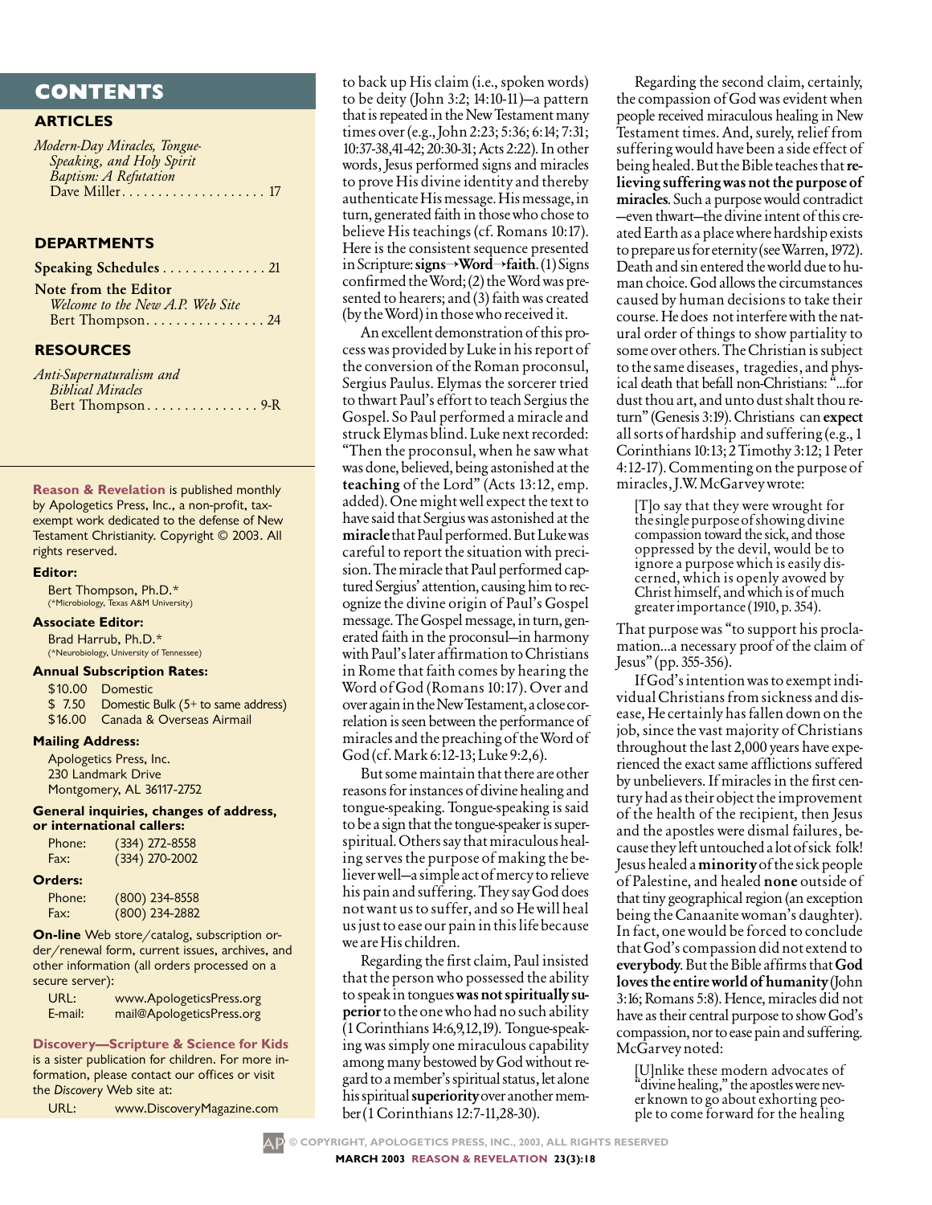## CONTENTS

### ARTICLES

*Modern-Day Miracles, Tongue-Speaking, and Holy Spirit Baptism: A Refutation*
Dave Miller.................... 17

### DEPARTMENTS

**Speaking Schedules**.............. 21

**Note from the Editor**
*Welcome to the New A.P. Web Site*
Bert Thompson................ 24

### RESOURCES

*Anti-Supernaturalism and Biblical Miracles*
Bert Thompson............... 9-R

**Reason & Revelation** is published monthly by Apologetics Press, Inc., a non-profit, tax-exempt work dedicated to the defense of New Testament Christianity. Copyright © 2003. All rights reserved.

**Editor:**
Bert Thompson, Ph.D.*
(*Microbiology, Texas A&M University)

**Associate Editor:**
Brad Harrub, Ph.D.*
(*Neurobiology, University of Tennessee)

**Annual Subscription Rates:**

| | |
|---|---|
| $10.00 | Domestic |
| $ 7.50 | Domestic Bulk (5+ to same address) |
| $16.00 | Canada & Overseas Airmail |

**Mailing Address:**
Apologetics Press, Inc.
230 Landmark Drive
Montgomery, AL 36117-2752

**General inquiries, changes of address, or international callers:**

| | |
|---|---|
| Phone: | (334) 272-8558 |
| Fax: | (334) 270-2002 |

**Orders:**

| | |
|---|---|
| Phone: | (800) 234-8558 |
| Fax: | (800) 234-2882 |

**On-line** Web store/catalog, subscription order/renewal form, current issues, archives, and other information (all orders processed on a secure server):

| | |
|---|---|
| URL: | www.ApologeticsPress.org |
| E-mail: | mail@ApologeticsPress.org |

**Discovery—Scripture & Science for Kids** is a sister publication for children. For more information, please contact our offices or visit the *Discovery* Web site at:

URL: www.DiscoveryMagazine.com

to back up His claim (i.e., spoken words) to be deity (John 3:2; 14:10-11)—a pattern that is repeated in the New Testament many times over (e.g., John 2:23; 5:36; 6:14; 7:31; 10:37-38,41-42; 20:30-31; Acts 2:22). In other words, Jesus performed signs and miracles to prove His divine identity and thereby authenticate His message. His message, in turn, generated faith in those who chose to believe His teachings (cf. Romans 10:17). Here is the consistent sequence presented in Scripture: **signs→Word→faith**. (1) Signs confirmed the Word; (2) the Word was presented to hearers; and (3) faith was created (by the Word) in those who received it.

An excellent demonstration of this process was provided by Luke in his report of the conversion of the Roman proconsul, Sergius Paulus. Elymas the sorcerer tried to thwart Paul's effort to teach Sergius the Gospel. So Paul performed a miracle and struck Elymas blind. Luke next recorded: "Then the proconsul, when he saw what was done, believed, being astonished at the **teaching** of the Lord" (Acts 13:12, emp. added). One might well expect the text to have said that Sergius was astonished at the **miracle** that Paul performed. But Luke was careful to report the situation with precision. The miracle that Paul performed captured Sergius' attention, causing him to recognize the divine origin of Paul's Gospel message. The Gospel message, in turn, generated faith in the proconsul—in harmony with Paul's later affirmation to Christians in Rome that faith comes by hearing the Word of God (Romans 10:17). Over and over again in the New Testament, a close correlation is seen between the performance of miracles and the preaching of the Word of God (cf. Mark 6:12-13; Luke 9:2,6).

But some maintain that there are other reasons for instances of divine healing and tongue-speaking. Tongue-speaking is said to be a sign that the tongue-speaker is super-spiritual. Others say that miraculous healing serves the purpose of making the believer well—a simple act of mercy to relieve his pain and suffering. They say God does not want us to suffer, and so He will heal us just to ease our pain in this life because we are His children.

Regarding the first claim, Paul insisted that the person who possessed the ability to speak in tongues **was not spiritually superior** to the one who had no such ability (1 Corinthians 14:6,9,12,19). Tongue-speaking was simply one miraculous capability among many bestowed by God without regard to a member's spiritual status, let alone his spiritual **superiority** over another member (1 Corinthians 12:7-11,28-30).

Regarding the second claim, certainly, the compassion of God was evident when people received miraculous healing in New Testament times. And, surely, relief from suffering would have been a side effect of being healed. But the Bible teaches that **relieving suffering was not the purpose of miracles**. Such a purpose would contradict —even thwart—the divine intent of this created Earth as a place where hardship exists to prepare us for eternity (see Warren, 1972). Death and sin entered the world due to human choice. God allows the circumstances caused by human decisions to take their course. He does not interfere with the natural order of things to show partiality to some over others. The Christian is subject to the same diseases, tragedies, and physical death that befall non-Christians: "...for dust thou art, and unto dust shalt thou return" (Genesis 3:19). Christians can **expect** all sorts of hardship and suffering (e.g., 1 Corinthians 10:13; 2 Timothy 3:12; 1 Peter 4:12-17). Commenting on the purpose of miracles, J.W. McGarvey wrote:

> [T]o say that they were wrought for the single purpose of showing divine compassion toward the sick, and those oppressed by the devil, would be to ignore a purpose which is easily discerned, which is openly avowed by Christ himself, and which is of much greater importance (1910, p. 354).

That purpose was "to support his proclamation...a necessary proof of the claim of Jesus" (pp. 355-356).

If God's intention was to exempt individual Christians from sickness and disease, He certainly has fallen down on the job, since the vast majority of Christians throughout the last 2,000 years have experienced the exact same afflictions suffered by unbelievers. If miracles in the first century had as their object the improvement of the health of the recipient, then Jesus and the apostles were dismal failures, because they left untouched a lot of sick folk! Jesus healed a **minority** of the sick people of Palestine, and healed **none** outside of that tiny geographical region (an exception being the Canaanite woman's daughter). In fact, one would be forced to conclude that God's compassion did not extend to **everybody**. But the Bible affirms that **God loves the entire world of humanity** (John 3:16; Romans 5:8). Hence, miracles did not have as their central purpose to show God's compassion, nor to ease pain and suffering. McGarvey noted:

> [U]nlike these modern advocates of "divine healing," the apostles were never known to go about exhorting people to come forward for the healing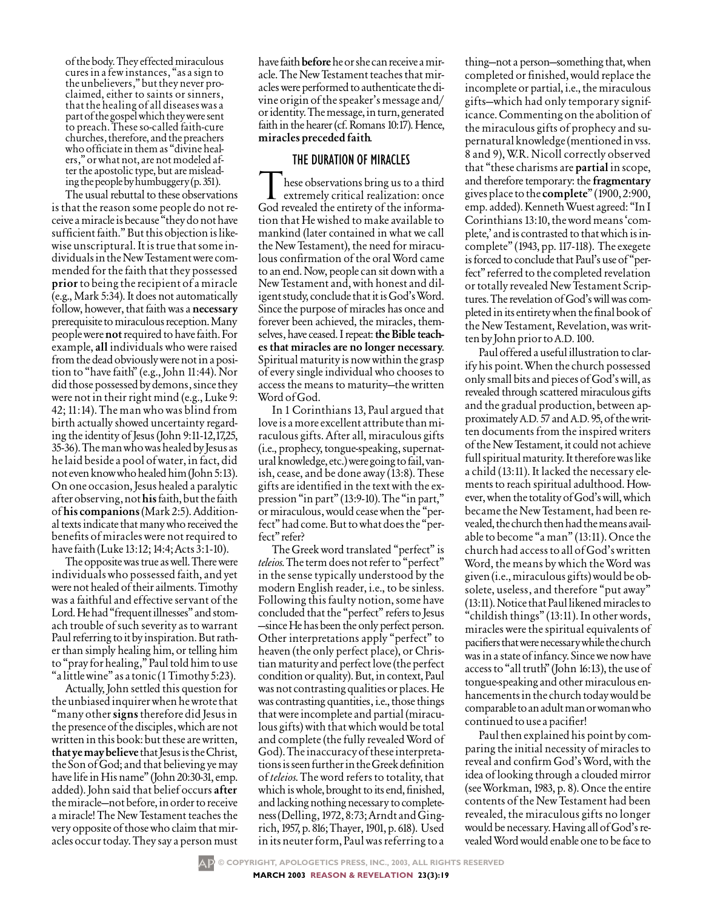of the body. They effected miraculous cures in a few instances, "as a sign to the unbelievers," but they never proclaimed, either to saints or sinners, that the healing of all diseases was a part of the gospel which they were sent to preach. These so-called faith-cure churches, therefore, and the preachers who officiate in them as "divine healers," or what not, are not modeled after the apostolic type, but are misleading the people by humbuggery (p. 351).

The usual rebuttal to these observations is that the reason some people do not receive a miracle is because "they do not have sufficient faith." But this objection is likewise unscriptural. It is true that some individuals in the New Testament were commended for the faith that they possessed **prior** to being the recipient of a miracle (e.g., Mark 5:34). It does not automatically follow, however, that faith was a **necessary** prerequisite to miraculous reception. Many people were **not** required to have faith. For example, **all** individuals who were raised from the dead obviously were not in a position to "have faith" (e.g., John 11:44). Nor did those possessed by demons, since they were not in their right mind (e.g., Luke 9:42; 11:14). The man who was blind from birth actually showed uncertainty regarding the identity of Jesus (John 9:11-12,17,25, 35-36). The man who was healed by Jesus as he laid beside a pool of water, in fact, did not even know who healed him (John 5:13). On one occasion, Jesus healed a paralytic after observing, not **his** faith, but the faith of **his companions** (Mark 2:5). Additional texts indicate that many who received the benefits of miracles were not required to have faith (Luke 13:12; 14:4; Acts 3:1-10).

The opposite was true as well. There were individuals who possessed faith, and yet were not healed of their ailments. Timothy was a faithful and effective servant of the Lord. He had "frequent illnesses" and stomach trouble of such severity as to warrant Paul referring to it by inspiration. But rather than simply healing him, or telling him to "pray for healing," Paul told him to use "a little wine" as a tonic (1 Timothy 5:23).

Actually, John settled this question for the unbiased inquirer when he wrote that "many other **signs** therefore did Jesus in the presence of the disciples, which are not written in this book: but these are written, **that ye may believe** that Jesus is the Christ, the Son of God; and that believing ye may have life in His name" (John 20:30-31, emp. added). John said that belief occurs **after** the miracle—not before, in order to receive a miracle! The New Testament teaches the very opposite of those who claim that miracles occur today. They say a person must have faith **before** he or she can receive a miracle. The New Testament teaches that miracles were performed to authenticate the divine origin of the speaker's message and/or identity. The message, in turn, generated faith in the hearer (cf. Romans 10:17). Hence, **miracles preceded faith**.

## THE DURATION OF MIRACLES

These observations bring us to a third extremely critical realization: once God revealed the entirety of the information that He wished to make available to mankind (later contained in what we call the New Testament), the need for miraculous confirmation of the oral Word came to an end. Now, people can sit down with a New Testament and, with honest and diligent study, conclude that it is God's Word. Since the purpose of miracles has once and forever been achieved, the miracles, themselves, have ceased. I repeat: **the Bible teaches that miracles are no longer necessary**. Spiritual maturity is now within the grasp of every single individual who chooses to access the means to maturity—the written Word of God.

In 1 Corinthians 13, Paul argued that love is a more excellent attribute than miraculous gifts. After all, miraculous gifts (i.e., prophecy, tongue-speaking, supernatural knowledge, etc.) were going to fail, vanish, cease, and be done away (13:8). These gifts are identified in the text with the expression "in part" (13:9-10). The "in part," or miraculous, would cease when the "perfect" had come. But to what does the "perfect" refer?

The Greek word translated "perfect" is *teleios*. The term does not refer to "perfect" in the sense typically understood by the modern English reader, i.e., to be sinless. Following this faulty notion, some have concluded that the "perfect" refers to Jesus—since He has been the only perfect person. Other interpretations apply "perfect" to heaven (the only perfect place), or Christian maturity and perfect love (the perfect condition or quality). But, in context, Paul was not contrasting qualities or places. He was contrasting quantities, i.e., those things that were incomplete and partial (miraculous gifts) with that which would be total and complete (the fully revealed Word of God). The inaccuracy of these interpretations is seen further in the Greek definition of *teleios*. The word refers to totality, that which is whole, brought to its end, finished, and lacking nothing necessary to completeness (Delling, 1972, 8:73; Arndt and Gingrich, 1957, p. 816; Thayer, 1901, p. 618). Used in its neuter form, Paul was referring to a thing—not a person—something that, when completed or finished, would replace the incomplete or partial, i.e., the miraculous gifts—which had only temporary significance. Commenting on the abolition of the miraculous gifts of prophecy and supernatural knowledge (mentioned in vss. 8 and 9), W.R. Nicoll correctly observed that "these charisms are **partial** in scope, and therefore temporary: the **fragmentary** gives place to the **complete**" (1900, 2:900, emp. added). Kenneth Wuest agreed: "In I Corinthians 13:10, the word means 'complete,' and is contrasted to that which is incomplete" (1943, pp. 117-118). The exegete is forced to conclude that Paul's use of "perfect" referred to the completed revelation or totally revealed New Testament Scriptures. The revelation of God's will was completed in its entirety when the final book of the New Testament, Revelation, was written by John prior to A.D. 100.

Paul offered a useful illustration to clarify his point. When the church possessed only small bits and pieces of God's will, as revealed through scattered miraculous gifts and the gradual production, between approximately A.D. 57 and A.D. 95, of the written documents from the inspired writers of the New Testament, it could not achieve full spiritual maturity. It therefore was like a child (13:11). It lacked the necessary elements to reach spiritual adulthood. However, when the totality of God's will, which became the New Testament, had been revealed, the church then had the means available to become "a man" (13:11). Once the church had access to all of God's written Word, the means by which the Word was given (i.e., miraculous gifts) would be obsolete, useless, and therefore "put away" (13:11). Notice that Paul likened miracles to "childish things" (13:11). In other words, miracles were the spiritual equivalents of pacifiers that were necessary while the church was in a state of infancy. Since we now have access to "all truth" (John 16:13), the use of tongue-speaking and other miraculous enhancements in the church today would be comparable to an adult man or woman who continued to use a pacifier!

Paul then explained his point by comparing the initial necessity of miracles to reveal and confirm God's Word, with the idea of looking through a clouded mirror (see Workman, 1983, p. 8). Once the entire contents of the New Testament had been revealed, the miraculous gifts no longer would be necessary. Having all of God's revealed Word would enable one to be face to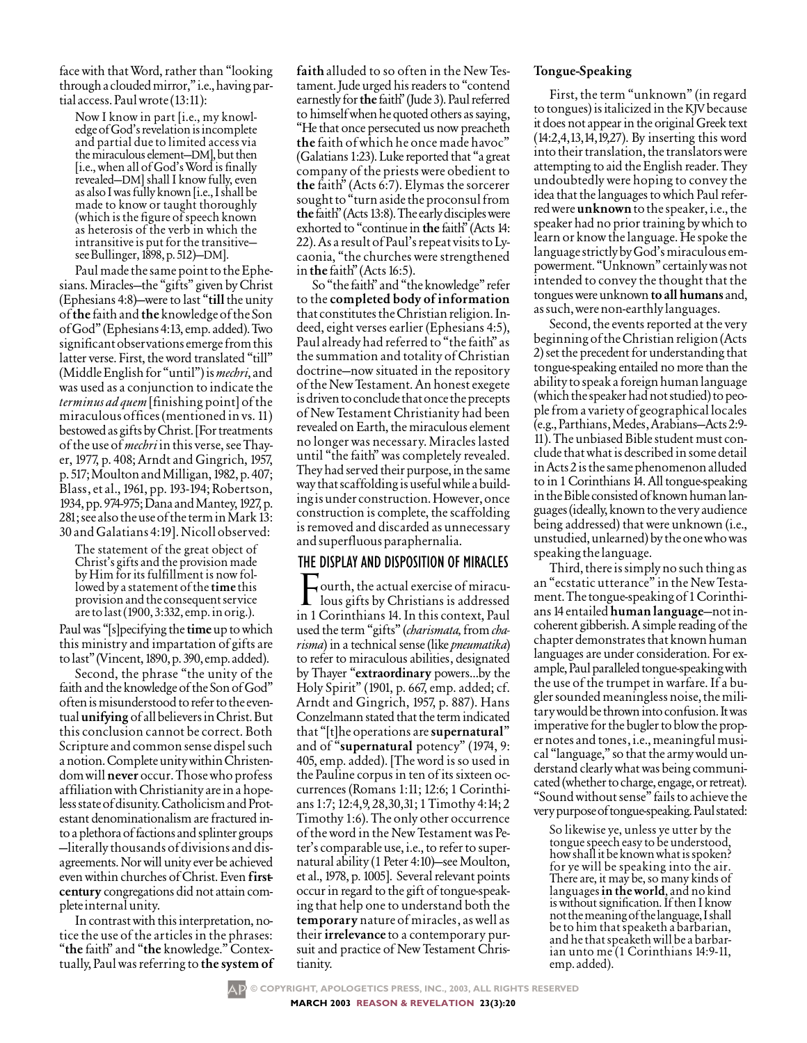face with that Word, rather than "looking through a clouded mirror," i.e., having partial access. Paul wrote (13:11):

> Now I know in part [i.e., my knowledge of God's revelation is incomplete and partial due to limited access via the miraculous element—DM], but then [i.e., when all of God's Word is finally revealed—DM] shall I know fully, even as also I was fully known [i.e., I shall be made to know or taught thoroughly (which is the figure of speech known as heterosis of the verb in which the intransitive is put for the transitive—see Bullinger, 1898, p. 512)—DM].

Paul made the same point to the Ephesians. Miracles—the "gifts" given by Christ (Ephesians 4:8)—were to last "**till** the unity of **the** faith and **the** knowledge of the Son of God" (Ephesians 4:13, emp. added). Two significant observations emerge from this latter verse. First, the word translated "till" (Middle English for "until") is *mechri*, and was used as a conjunction to indicate the *terminus ad quem* [finishing point] of the miraculous offices (mentioned in vs. 11) bestowed as gifts by Christ. [For treatments of the use of *mechri* in this verse, see Thayer, 1977, p. 408; Arndt and Gingrich, 1957, p. 517; Moulton and Milligan, 1982, p. 407; Blass, et al., 1961, pp. 193-194; Robertson, 1934, pp. 974-975; Dana and Mantey, 1927, p. 281; see also the use of the term in Mark 13:30 and Galatians 4:19]. Nicoll observed:

> The statement of the great object of Christ's gifts and the provision made by Him for its fulfillment is now followed by a statement of the **time** this provision and the consequent service are to last (1900, 3:332, emp. in orig.).

Paul was "[s]pecifying the **time** up to which this ministry and impartation of gifts are to last" (Vincent, 1890, p. 390, emp. added).

Second, the phrase "the unity of the faith and the knowledge of the Son of God" often is misunderstood to refer to the eventual **unifying** of all believers in Christ. But this conclusion cannot be correct. Both Scripture and common sense dispel such a notion. Complete unity within Christendom will **never** occur. Those who profess affiliation with Christianity are in a hopeless state of disunity. Catholicism and Protestant denominationalism are fractured into a plethora of factions and splinter groups—literally thousands of divisions and disagreements. Nor will unity ever be achieved even within churches of Christ. Even **first-century** congregations did not attain complete internal unity.

In contrast with this interpretation, notice the use of the articles in the phrases: "**the** faith" and "**the** knowledge." Contextually, Paul was referring to **the system of faith** alluded to so often in the New Testament. Jude urged his readers to "contend earnestly for **the** faith" (Jude 3). Paul referred to himself when he quoted others as saying, "He that once persecuted us now preacheth **the** faith of which he once made havoc" (Galatians 1:23). Luke reported that "a great company of the priests were obedient to **the** faith" (Acts 6:7). Elymas the sorcerer sought to "turn aside the proconsul from **the** faith" (Acts 13:8). The early disciples were exhorted to "continue in **the** faith" (Acts 14:22). As a result of Paul's repeat visits to Lycaonia, "the churches were strengthened in **the** faith" (Acts 16:5).

So "the faith" and "the knowledge" refer to the **completed body of information** that constitutes the Christian religion. Indeed, eight verses earlier (Ephesians 4:5), Paul already had referred to "the faith" as the summation and totality of Christian doctrine—now situated in the repository of the New Testament. An honest exegete is driven to conclude that once the precepts of New Testament Christianity had been revealed on Earth, the miraculous element no longer was necessary. Miracles lasted until "the faith" was completely revealed. They had served their purpose, in the same way that scaffolding is useful while a building is under construction. However, once construction is complete, the scaffolding is removed and discarded as unnecessary and superfluous paraphernalia.

## THE DISPLAY AND DISPOSITION OF MIRACLES

Fourth, the actual exercise of miraculous gifts by Christians is addressed in 1 Corinthians 14. In this context, Paul used the term "gifts" (*charismata*, from *charisma*) in a technical sense (like *pneumatika*) to refer to miraculous abilities, designated by Thayer "**extraordinary** powers...by the Holy Spirit" (1901, p. 667, emp. added; cf. Arndt and Gingrich, 1957, p. 887). Hans Conzelmann stated that the term indicated that "[t]he operations are **supernatural**" and of "**supernatural** potency" (1974, 9:405, emp. added). [The word is so used in the Pauline corpus in ten of its sixteen occurrences (Romans 1:11; 12:6; 1 Corinthians 1:7; 12:4,9,28,30,31; 1 Timothy 4:14; 2 Timothy 1:6). The only other occurrence of the word in the New Testament was Peter's comparable use, i.e., to refer to supernatural ability (1 Peter 4:10)—see Moulton, et al., 1978, p. 1005]. Several relevant points occur in regard to the gift of tongue-speaking that help one to understand both the **temporary** nature of miracles, as well as their **irrelevance** to a contemporary pursuit and practice of New Testament Christianity.

### Tongue-Speaking

First, the term "unknown" (in regard to tongues) is italicized in the KJV because it does not appear in the original Greek text (14:2,4,13,14,19,27). By inserting this word into their translation, the translators were attempting to aid the English reader. They undoubtedly were hoping to convey the idea that the languages to which Paul referred were **unknown** to the speaker, i.e., the speaker had no prior training by which to learn or know the language. He spoke the language strictly by God's miraculous empowerment. "Unknown" certainly was not intended to convey the thought that the tongues were unknown **to all humans** and, as such, were non-earthly languages.

Second, the events reported at the very beginning of the Christian religion (Acts 2) set the precedent for understanding that tongue-speaking entailed no more than the ability to speak a foreign human language (which the speaker had not studied) to people from a variety of geographical locales (e.g., Parthians, Medes, Arabians—Acts 2:9-11). The unbiased Bible student must conclude that what is described in some detail in Acts 2 is the same phenomenon alluded to in 1 Corinthians 14. All tongue-speaking in the Bible consisted of known human languages (ideally, known to the very audience being addressed) that were unknown (i.e., unstudied, unlearned) by the one who was speaking the language.

Third, there is simply no such thing as an "ecstatic utterance" in the New Testament. The tongue-speaking of 1 Corinthians 14 entailed **human language**—not incoherent gibberish. A simple reading of the chapter demonstrates that known human languages are under consideration. For example, Paul paralleled tongue-speaking with the use of the trumpet in warfare. If a bugler sounded meaningless noise, the military would be thrown into confusion. It was imperative for the bugler to blow the proper notes and tones, i.e., meaningful musical "language," so that the army would understand clearly what was being communicated (whether to charge, engage, or retreat). "Sound without sense" fails to achieve the very purpose of tongue-speaking. Paul stated:

> So likewise ye, unless ye utter by the tongue speech easy to be understood, how shall it be known what is spoken? for ye will be speaking into the air. There are, it may be, so many kinds of languages **in the world**, and no kind is without signification. If then I know not the meaning of the language, I shall be to him that speaketh a barbarian, and he that speaketh will be a barbarian unto me (1 Corinthians 14:9-11, emp. added).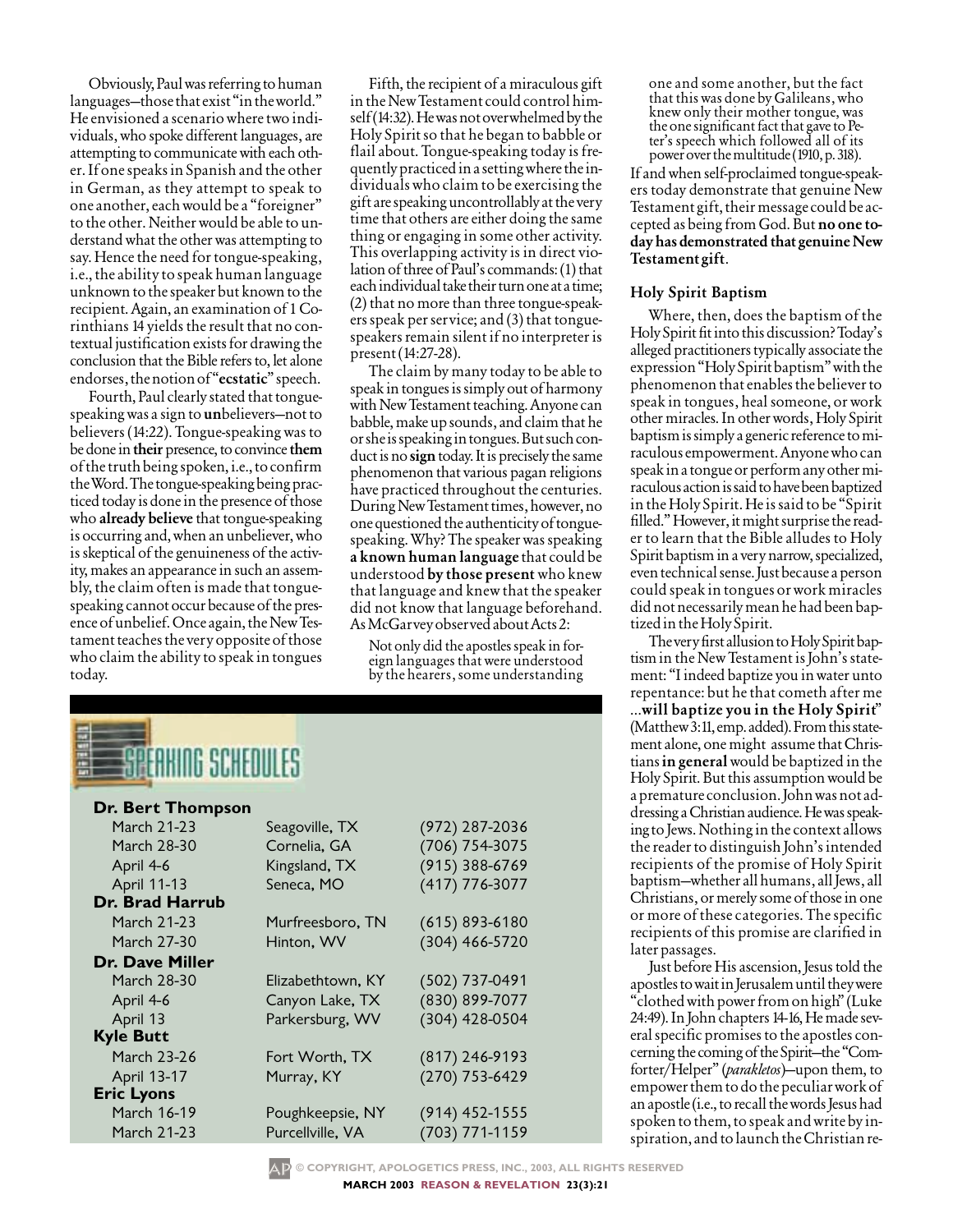Obviously, Paul was referring to human languages—those that exist "in the world." He envisioned a scenario where two individuals, who spoke different languages, are attempting to communicate with each other. If one speaks in Spanish and the other in German, as they attempt to speak to one another, each would be a "foreigner" to the other. Neither would be able to understand what the other was attempting to say. Hence the need for tongue-speaking, i.e., the ability to speak human language unknown to the speaker but known to the recipient. Again, an examination of 1 Corinthians 14 yields the result that no contextual justification exists for drawing the conclusion that the Bible refers to, let alone endorses, the notion of "**ecstatic**" speech.

Fourth, Paul clearly stated that tongue-speaking was a sign to **un**believers—not to believers (14:22). Tongue-speaking was to be done in **their** presence, to convince **them** of the truth being spoken, i.e., to confirm the Word. The tongue-speaking being practiced today is done in the presence of those who **already believe** that tongue-speaking is occurring and, when an unbeliever, who is skeptical of the genuineness of the activity, makes an appearance in such an assembly, the claim often is made that tongue-speaking cannot occur because of the presence of unbelief. Once again, the New Testament teaches the very opposite of those who claim the ability to speak in tongues today.

Fifth, the recipient of a miraculous gift in the New Testament could control himself (14:32). He was not overwhelmed by the Holy Spirit so that he began to babble or flail about. Tongue-speaking today is frequently practiced in a setting where the individuals who claim to be exercising the gift are speaking uncontrollably at the very time that others are either doing the same thing or engaging in some other activity. This overlapping activity is in direct violation of three of Paul's commands: (1) that each individual take their turn one at a time; (2) that no more than three tongue-speakers speak per service; and (3) that tongue-speakers remain silent if no interpreter is present (14:27-28).

The claim by many today to be able to speak in tongues is simply out of harmony with New Testament teaching. Anyone can babble, make up sounds, and claim that he or she is speaking in tongues. But such conduct is no **sign** today. It is precisely the same phenomenon that various pagan religions have practiced throughout the centuries. During New Testament times, however, no one questioned the authenticity of tongue-speaking. Why? The speaker was speaking **a known human language** that could be understood **by those present** who knew that language and knew that the speaker did not know that language beforehand. As McGarvey observed about Acts 2:

> Not only did the apostles speak in foreign languages that were understood by the hearers, some understanding one and some another, but the fact that this was done by Galileans, who knew only their mother tongue, was the one significant fact that gave to Peter's speech which followed all of its power over the multitude (1910, p. 318).

If and when self-proclaimed tongue-speakers today demonstrate that genuine New Testament gift, their message could be accepted as being from God. But **no one today has demonstrated that genuine New Testament gift**.

### Holy Spirit Baptism

Where, then, does the baptism of the Holy Spirit fit into this discussion? Today's alleged practitioners typically associate the expression "Holy Spirit baptism" with the phenomenon that enables the believer to speak in tongues, heal someone, or work other miracles. In other words, Holy Spirit baptism is simply a generic reference to miraculous empowerment. Anyone who can speak in a tongue or perform any other miraculous action is said to have been baptized in the Holy Spirit. He is said to be "Spirit filled." However, it might surprise the reader to learn that the Bible alludes to Holy Spirit baptism in a very narrow, specialized, even technical sense. Just because a person could speak in tongues or work miracles did not necessarily mean he had been baptized in the Holy Spirit.

The very first allusion to Holy Spirit baptism in the New Testament is John's statement: "I indeed baptize you in water unto repentance: but he that cometh after me ...**will baptize you in the Holy Spirit**" (Matthew 3:11, emp. added). From this statement alone, one might assume that Christians **in general** would be baptized in the Holy Spirit. But this assumption would be a premature conclusion. John was not addressing a Christian audience. He was speaking to Jews. Nothing in the context allows the reader to distinguish John's intended recipients of the promise of Holy Spirit baptism—whether all humans, all Jews, all Christians, or merely some of those in one or more of these categories. The specific recipients of this promise are clarified in later passages.

Just before His ascension, Jesus told the apostles to wait in Jerusalem until they were "clothed with power from on high" (Luke 24:49). In John chapters 14-16, He made several specific promises to the apostles concerning the coming of the Spirit—the "Comforter/Helper" (*parakletos*)—upon them, to empower them to do the peculiar work of an apostle (i.e., to recall the words Jesus had spoken to them, to speak and write by inspiration, and to launch the Christian re-

## SPEAKING SCHEDULES

| | | |
|---|---|---|
| **Dr. Bert Thompson** | | |
| March 21-23 | Seagoville, TX | (972) 287-2036 |
| March 28-30 | Cornelia, GA | (706) 754-3075 |
| April 4-6 | Kingsland, TX | (915) 388-6769 |
| April 11-13 | Seneca, MO | (417) 776-3077 |
| **Dr. Brad Harrub** | | |
| March 21-23 | Murfreesboro, TN | (615) 893-6180 |
| March 27-30 | Hinton, WV | (304) 466-5720 |
| **Dr. Dave Miller** | | |
| March 28-30 | Elizabethtown, KY | (502) 737-0491 |
| April 4-6 | Canyon Lake, TX | (830) 899-7077 |
| April 13 | Parkersburg, WV | (304) 428-0504 |
| **Kyle Butt** | | |
| March 23-26 | Fort Worth, TX | (817) 246-9193 |
| April 13-17 | Murray, KY | (270) 753-6429 |
| **Eric Lyons** | | |
| March 16-19 | Poughkeepsie, NY | (914) 452-1555 |
| March 21-23 | Purcellville, VA | (703) 771-1159 |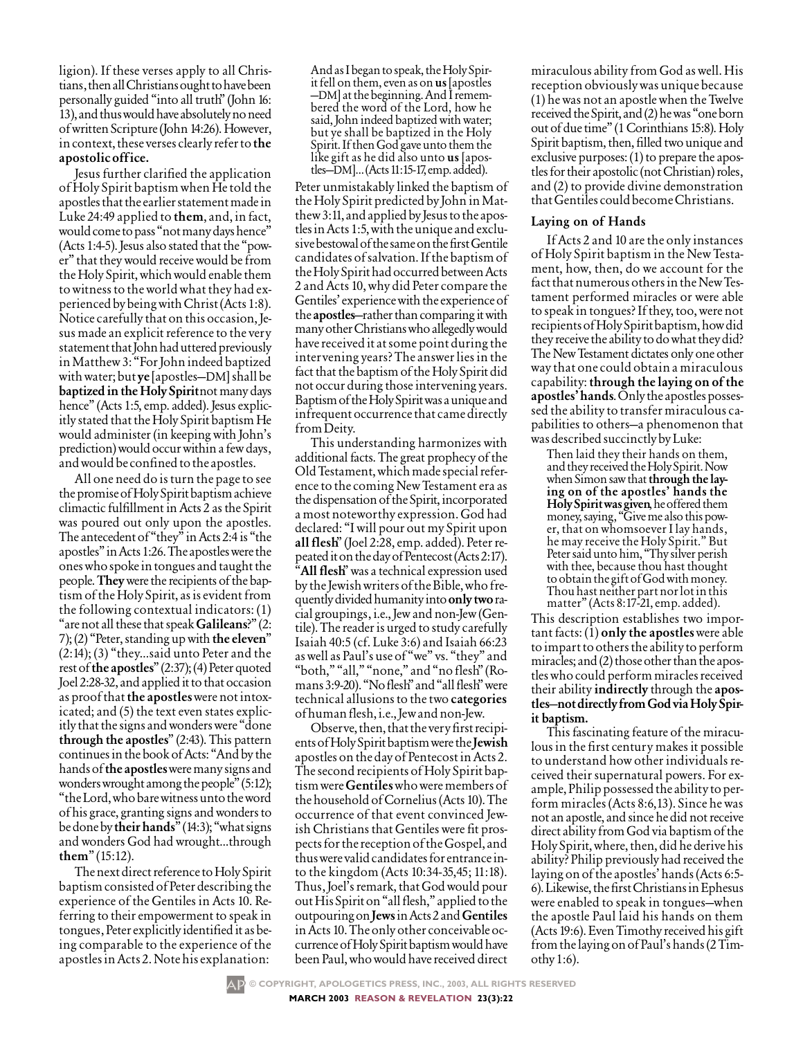ligion). If these verses apply to all Christians, then all Christians ought to have been personally guided "into all truth" (John 16:13), and thus would have absolutely no need of written Scripture (John 14:26). However, in context, these verses clearly refer to **the apostolic office.**

Jesus further clarified the application of Holy Spirit baptism when He told the apostles that the earlier statement made in Luke 24:49 applied to **them**, and, in fact, would come to pass "not many days hence" (Acts 1:4-5). Jesus also stated that the "power" that they would receive would be from the Holy Spirit, which would enable them to witness to the world what they had experienced by being with Christ (Acts 1:8). Notice carefully that on this occasion, Jesus made an explicit reference to the very statement that John had uttered previously in Matthew 3: "For John indeed baptized with water; but **ye** [apostles—DM] shall be **baptized in the Holy Spirit** not many days hence" (Acts 1:5, emp. added). Jesus explicitly stated that the Holy Spirit baptism He would administer (in keeping with John's prediction) would occur within a few days, and would be confined to the apostles.

All one need do is turn the page to see the promise of Holy Spirit baptism achieve climactic fulfillment in Acts 2 as the Spirit was poured out only upon the apostles. The antecedent of "they" in Acts 2:4 is "the apostles" in Acts 1:26. The apostles were the ones who spoke in tongues and taught the people. **They** were the recipients of the baptism of the Holy Spirit, as is evident from the following contextual indicators: (1) "are not all these that speak **Galileans**?" (2:7); (2) "Peter, standing up with **the eleven**" (2:14); (3) "they...said unto Peter and the rest of **the apostles**" (2:37); (4) Peter quoted Joel 2:28-32, and applied it to that occasion as proof that **the apostles** were not intoxicated; and (5) the text even states explicitly that the signs and wonders were "done **through the apostles**" (2:43). This pattern continues in the book of Acts: "And by the hands of **the apostles** were many signs and wonders wrought among the people" (5:12); "the Lord, who bare witness unto the word of his grace, granting signs and wonders to be done by **their hands**" (14:3); "what signs and wonders God had wrought...through **them**" (15:12).

The next direct reference to Holy Spirit baptism consisted of Peter describing the experience of the Gentiles in Acts 10. Referring to their empowerment to speak in tongues, Peter explicitly identified it as being comparable to the experience of the apostles in Acts 2. Note his explanation:

> And as I began to speak, the Holy Spirit fell on them, even as on **us** [apostles—DM] at the beginning. And I remembered the word of the Lord, how he said, John indeed baptized with water; but ye shall be baptized in the Holy Spirit. If then God gave unto them the like gift as he did also unto **us** [apostles—DM]... (Acts 11:15-17, emp. added).

Peter unmistakably linked the baptism of the Holy Spirit predicted by John in Matthew 3:11, and applied by Jesus to the apostles in Acts 1:5, with the unique and exclusive bestowal of the same on the first Gentile candidates of salvation. If the baptism of the Holy Spirit had occurred between Acts 2 and Acts 10, why did Peter compare the Gentiles' experience with the experience of the **apostles**—rather than comparing it with many other Christians who allegedly would have received it at some point during the intervening years? The answer lies in the fact that the baptism of the Holy Spirit did not occur during those intervening years. Baptism of the Holy Spirit was a unique and infrequent occurrence that came directly from Deity.

This understanding harmonizes with additional facts. The great prophecy of the Old Testament, which made special reference to the coming New Testament era as the dispensation of the Spirit, incorporated a most noteworthy expression. God had declared: "I will pour out my Spirit upon **all flesh**" (Joel 2:28, emp. added). Peter repeated it on the day of Pentecost (Acts 2:17). "**All flesh**" was a technical expression used by the Jewish writers of the Bible, who frequently divided humanity into **only two** racial groupings, i.e., Jew and non-Jew (Gentile). The reader is urged to study carefully Isaiah 40:5 (cf. Luke 3:6) and Isaiah 66:23 as well as Paul's use of "we" vs. "they" and "both," "all," "none," and "no flesh" (Romans 3:9-20). "No flesh" and "all flesh" were technical allusions to the two **categories** of human flesh, i.e., Jew and non-Jew.

Observe, then, that the very first recipients of Holy Spirit baptism were the **Jewish** apostles on the day of Pentecost in Acts 2. The second recipients of Holy Spirit baptism were **Gentiles** who were members of the household of Cornelius (Acts 10). The occurrence of that event convinced Jewish Christians that Gentiles were fit prospects for the reception of the Gospel, and thus were valid candidates for entrance into the kingdom (Acts 10:34-35,45; 11:18). Thus, Joel's remark, that God would pour out His Spirit on "all flesh," applied to the outpouring on **Jews** in Acts 2 and **Gentiles** in Acts 10. The only other conceivable occurrence of Holy Spirit baptism would have been Paul, who would have received direct miraculous ability from God as well. His reception obviously was unique because (1) he was not an apostle when the Twelve received the Spirit, and (2) he was "one born out of due time" (1 Corinthians 15:8). Holy Spirit baptism, then, filled two unique and exclusive purposes: (1) to prepare the apostles for their apostolic (not Christian) roles, and (2) to provide divine demonstration that Gentiles could become Christians.

### Laying on of Hands

If Acts 2 and 10 are the only instances of Holy Spirit baptism in the New Testament, how, then, do we account for the fact that numerous others in the New Testament performed miracles or were able to speak in tongues? If they, too, were not recipients of Holy Spirit baptism, how did they receive the ability to do what they did? The New Testament dictates only one other way that one could obtain a miraculous capability: **through the laying on of the apostles' hands**. Only the apostles possessed the ability to transfer miraculous capabilities to others—a phenomenon that was described succinctly by Luke:

> Then laid they their hands on them, and they received the Holy Spirit. Now when Simon saw that **through the laying on of the apostles' hands the Holy Spirit was given**, he offered them money, saying, "Give me also this power, that on whomsoever I lay hands, he may receive the Holy Spirit." But Peter said unto him, "Thy silver perish with thee, because thou hast thought to obtain the gift of God with money. Thou hast neither part nor lot in this matter" (Acts 8:17-21, emp. added).

This description establishes two important facts: (1) **only the apostles** were able to impart to others the ability to perform miracles; and (2) those other than the apostles who could perform miracles received their ability **indirectly** through the **apostles—not directly from God via Holy Spirit baptism.**

This fascinating feature of the miraculous in the first century makes it possible to understand how other individuals received their supernatural powers. For example, Philip possessed the ability to perform miracles (Acts 8:6,13). Since he was not an apostle, and since he did not receive direct ability from God via baptism of the Holy Spirit, where, then, did he derive his ability? Philip previously had received the laying on of the apostles' hands (Acts 6:5-6). Likewise, the first Christians in Ephesus were enabled to speak in tongues—when the apostle Paul laid his hands on them (Acts 19:6). Even Timothy received his gift from the laying on of Paul's hands (2 Timothy 1:6).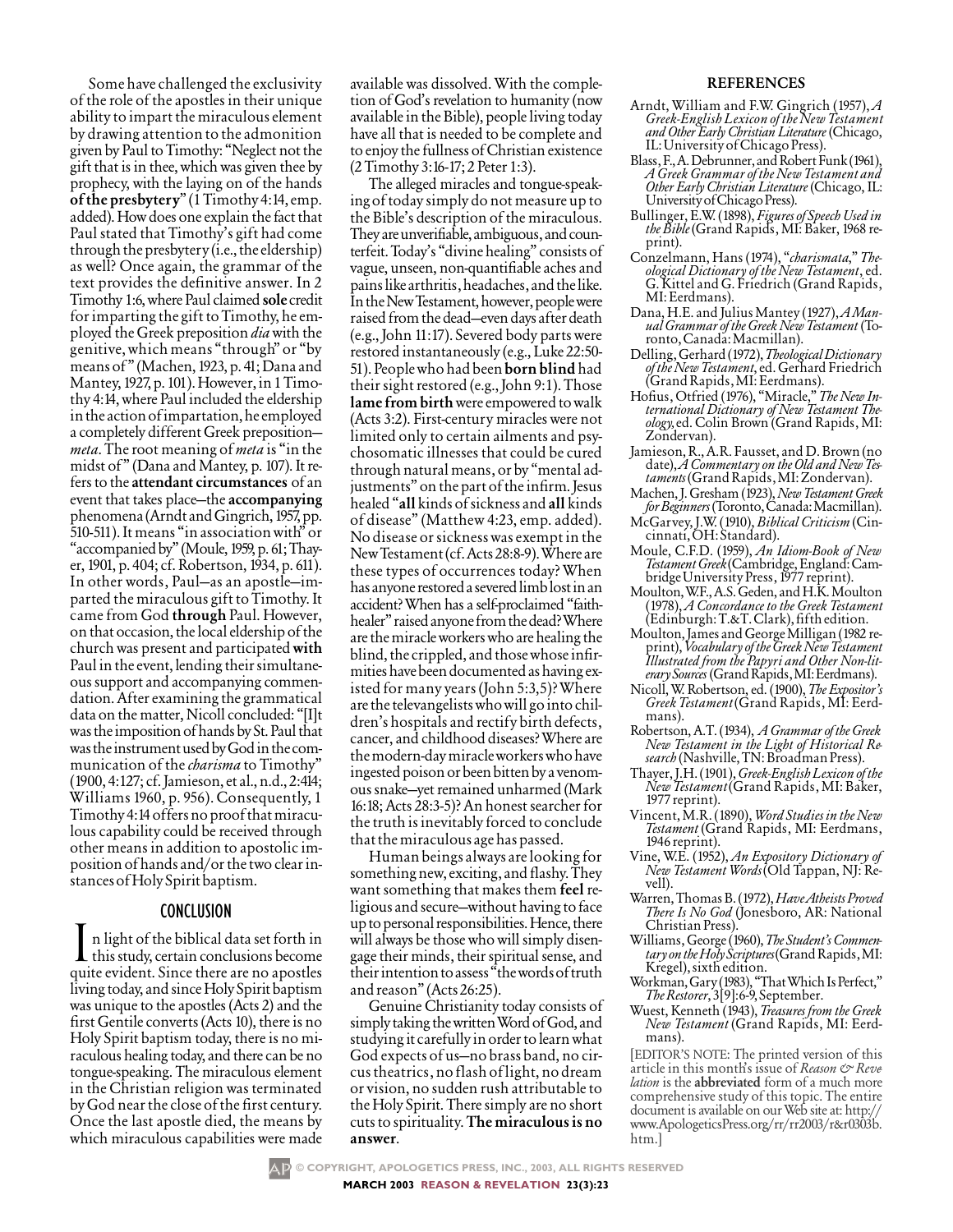Some have challenged the exclusivity of the role of the apostles in their unique ability to impart the miraculous element by drawing attention to the admonition given by Paul to Timothy: "Neglect not the gift that is in thee, which was given thee by prophecy, with the laying on of the hands **of the presbytery**" (1 Timothy 4:14, emp. added). How does one explain the fact that Paul stated that Timothy's gift had come through the presbytery (i.e., the eldership) as well? Once again, the grammar of the text provides the definitive answer. In 2 Timothy 1:6, where Paul claimed **sole** credit for imparting the gift to Timothy, he employed the Greek preposition *dia* with the genitive, which means "through" or "by means of" (Machen, 1923, p. 41; Dana and Mantey, 1927, p. 101). However, in 1 Timothy 4:14, where Paul included the eldership in the action of impartation, he employed a completely different Greek preposition—*meta*. The root meaning of *meta* is "in the midst of" (Dana and Mantey, p. 107). It refers to the **attendant circumstances** of an event that takes place—the **accompanying** phenomena (Arndt and Gingrich, 1957, pp. 510-511). It means "in association with" or "accompanied by" (Moule, 1959, p. 61; Thayer, 1901, p. 404; cf. Robertson, 1934, p. 611). In other words, Paul—as an apostle—imparted the miraculous gift to Timothy. It came from God **through** Paul. However, on that occasion, the local eldership of the church was present and participated **with** Paul in the event, lending their simultaneous support and accompanying commendation. After examining the grammatical data on the matter, Nicoll concluded: "[I]t was the imposition of hands by St. Paul that was the instrument used by God in the communication of the *charisma* to Timothy" (1900, 4:127; cf. Jamieson, et al., n.d., 2:414; Williams 1960, p. 956). Consequently, 1 Timothy 4:14 offers no proof that miraculous capability could be received through other means in addition to apostolic imposition of hands and/or the two clear instances of Holy Spirit baptism.

## CONCLUSION

In light of the biblical data set forth in this study, certain conclusions become quite evident. Since there are no apostles living today, and since Holy Spirit baptism was unique to the apostles (Acts 2) and the first Gentile converts (Acts 10), there is no Holy Spirit baptism today, there is no miraculous healing today, and there can be no tongue-speaking. The miraculous element in the Christian religion was terminated by God near the close of the first century. Once the last apostle died, the means by which miraculous capabilities were made available was dissolved. With the completion of God's revelation to humanity (now available in the Bible), people living today have all that is needed to be complete and to enjoy the fullness of Christian existence (2 Timothy 3:16-17; 2 Peter 1:3).

The alleged miracles and tongue-speaking of today simply do not measure up to the Bible's description of the miraculous. They are unverifiable, ambiguous, and counterfeit. Today's "divine healing" consists of vague, unseen, non-quantifiable aches and pains like arthritis, headaches, and the like. In the New Testament, however, people were raised from the dead—even days after death (e.g., John 11:17). Severed body parts were restored instantaneously (e.g., Luke 22:50-51). People who had been **born blind** had their sight restored (e.g., John 9:1). Those **lame from birth** were empowered to walk (Acts 3:2). First-century miracles were not limited only to certain ailments and psychosomatic illnesses that could be cured through natural means, or by "mental adjustments" on the part of the infirm. Jesus healed "**all** kinds of sickness and **all** kinds of disease" (Matthew 4:23, emp. added). No disease or sickness was exempt in the New Testament (cf. Acts 28:8-9). Where are these types of occurrences today? When has anyone restored a severed limb lost in an accident? When has a self-proclaimed "faith-healer" raised anyone from the dead? Where are the miracle workers who are healing the blind, the crippled, and those whose infirmities have been documented as having existed for many years (John 5:3,5)? Where are the televangelists who will go into children's hospitals and rectify birth defects, cancer, and childhood diseases? Where are the modern-day miracle workers who have ingested poison or been bitten by a venomous snake—yet remained unharmed (Mark 16:18; Acts 28:3-5)? An honest searcher for the truth is inevitably forced to conclude that the miraculous age has passed.

Human beings always are looking for something new, exciting, and flashy. They want something that makes them **feel** religious and secure—without having to face up to personal responsibilities. Hence, there will always be those who will simply disengage their minds, their spiritual sense, and their intention to assess "the words of truth and reason" (Acts 26:25).

Genuine Christianity today consists of simply taking the written Word of God, and studying it carefully in order to learn what God expects of us—no brass band, no circus theatrics, no flash of light, no dream or vision, no sudden rush attributable to the Holy Spirit. There simply are no short cuts to spirituality. **The miraculous is no answer**.

## REFERENCES

Arndt, William and F.W. Gingrich (1957), *A Greek-English Lexicon of the New Testament and Other Early Christian Literature* (Chicago, IL: University of Chicago Press).

Blass, F., A. Debrunner, and Robert Funk (1961), *A Greek Grammar of the New Testament and Other Early Christian Literature* (Chicago, IL: University of Chicago Press).

Bullinger, E.W. (1898), *Figures of Speech Used in the Bible* (Grand Rapids, MI: Baker, 1968 reprint).

Conzelmann, Hans (1974), "*charismata*," *Theological Dictionary of the New Testament*, ed. G. Kittel and G. Friedrich (Grand Rapids, MI: Eerdmans).

Dana, H.E. and Julius Mantey (1927), *A Manual Grammar of the Greek New Testament* (Toronto, Canada: Macmillan).

Delling, Gerhard (1972), *Theological Dictionary of the New Testament*, ed. Gerhard Friedrich (Grand Rapids, MI: Eerdmans).

Hofius, Otfried (1976), "Miracle," *The New International Dictionary of New Testament Theology*, ed. Colin Brown (Grand Rapids, MI: Zondervan).

Jamieson, R., A.R. Fausset, and D. Brown (no date), *A Commentary on the Old and New Testaments* (Grand Rapids, MI: Zondervan).

Machen, J. Gresham (1923), *New Testament Greek for Beginners* (Toronto, Canada: Macmillan).

McGarvey, J.W. (1910), *Biblical Criticism* (Cincinnati, OH: Standard).

Moule, C.F.D. (1959), *An Idiom-Book of New Testament Greek* (Cambridge, England: Cambridge University Press, 1977 reprint).

Moulton, W.F., A.S. Geden, and H.K. Moulton (1978), *A Concordance to the Greek Testament* (Edinburgh: T.&T. Clark), fifth edition.

Moulton, James and George Milligan (1982 reprint), *Vocabulary of the Greek New Testament Illustrated from the Papyri and Other Non-literary Sources* (Grand Rapids, MI: Eerdmans).

Nicoll, W. Robertson, ed. (1900), *The Expositor's Greek Testament* (Grand Rapids, MI: Eerdmans).

Robertson, A.T. (1934), *A Grammar of the Greek New Testament in the Light of Historical Research* (Nashville, TN: Broadman Press).

Thayer, J.H. (1901), *Greek-English Lexicon of the New Testament* (Grand Rapids, MI: Baker, 1977 reprint).

Vincent, M.R. (1890), *Word Studies in the New Testament* (Grand Rapids, MI: Eerdmans, 1946 reprint).

Vine, W.E. (1952), *An Expository Dictionary of New Testament Words* (Old Tappan, NJ: Revell).

Warren, Thomas B. (1972), *Have Atheists Proved There Is No God* (Jonesboro, AR: National Christian Press).

Williams, George (1960), *The Student's Commentary on the Holy Scriptures* (Grand Rapids, MI: Kregel), sixth edition.

Workman, Gary (1983), "That Which Is Perfect," *The Restorer*, 3[9]:6-9, September.

Wuest, Kenneth (1943), *Treasures from the Greek New Testament* (Grand Rapids, MI: Eerdmans).

[EDITOR'S NOTE: The printed version of this article in this month's issue of *Reason & Revelation* is the **abbreviated** form of a much more comprehensive study of this topic. The entire document is available on our Web site at: http://www.ApologeticsPress.org/rr/rr2003/r&r0303b.htm.]

© COPYRIGHT, APOLOGETICS PRESS, INC., 2003, ALL RIGHTS RESERVED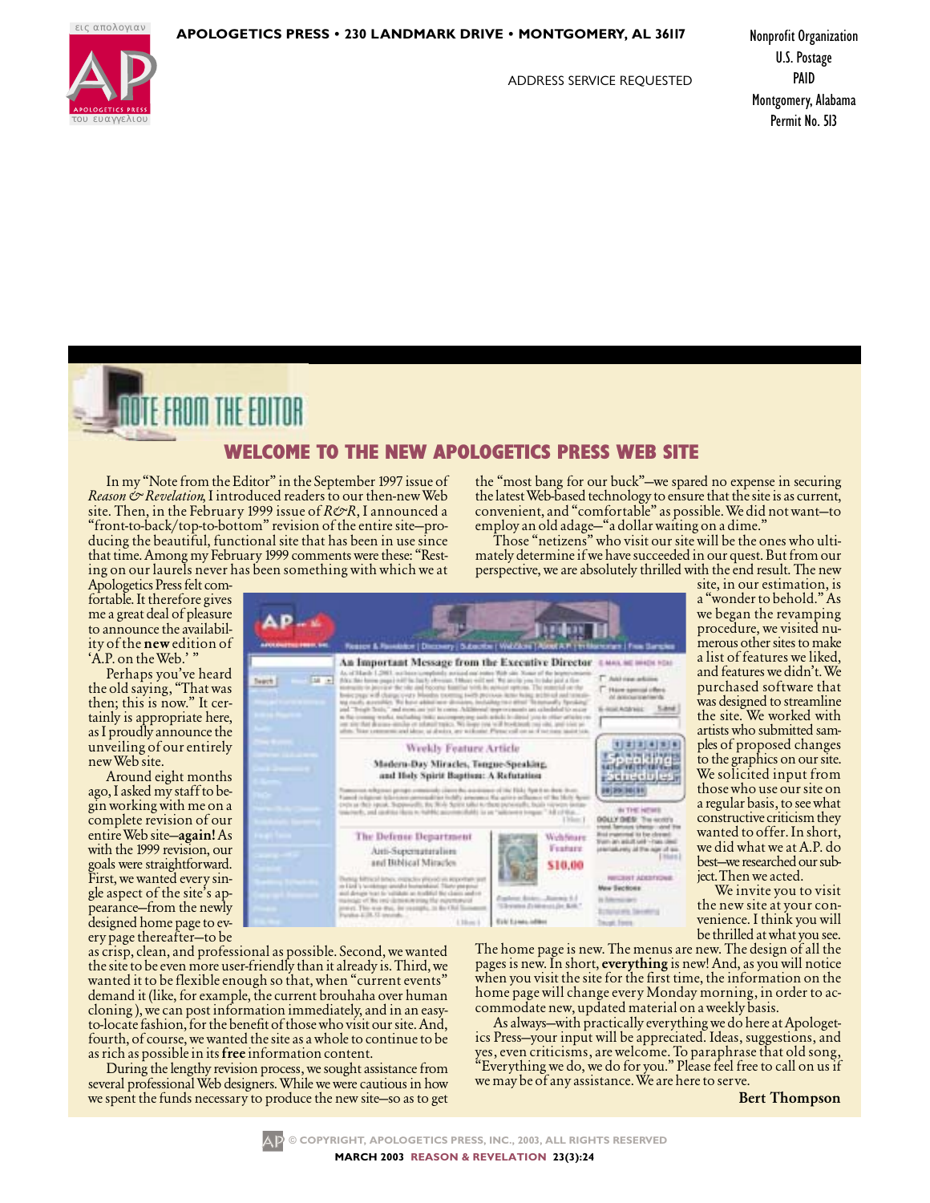APOLOGETICS PRESS • 230 LANDMARK DRIVE • MONTGOMERY, AL 36117

ADDRESS SERVICE REQUESTED

Nonprofit Organization
U.S. Postage
PAID
Montgomery, Alabama
Permit No. 513

# NOTE FROM THE EDITOR

## WELCOME TO THE NEW APOLOGETICS PRESS WEB SITE

In my "Note from the Editor" in the September 1997 issue of *Reason & Revelation*, I introduced readers to our then-new Web site. Then, in the February 1999 issue of *R&R*, I announced a "front-to-back/top-to-bottom" revision of the entire site—producing the beautiful, functional site that has been in use since that time. Among my February 1999 comments were these: "Resting on our laurels never has been something with which we at Apologetics Press felt comfortable. It therefore gives me a great deal of pleasure to announce the availability of the **new** edition of 'A.P. on the Web.' "

Perhaps you've heard the old saying, "That was then; this is now." It certainly is appropriate here, as I proudly announce the unveiling of our entirely new Web site.

Around eight months ago, I asked my staff to begin working with me on a complete revision of our entire Web site—**again!** As with the 1999 revision, our goals were straightforward. First, we wanted every single aspect of the site's appearance—from the newly designed home page to every page thereafter—to be as crisp, clean, and professional as possible. Second, we wanted the site to be even more user-friendly than it already is. Third, we wanted it to be flexible enough so that, when "current events" demand it (like, for example, the current brouhaha over human cloning ), we can post information immediately, and in an easy-to-locate fashion, for the benefit of those who visit our site. And, fourth, of course, we wanted the site as a whole to continue to be as rich as possible in its **free** information content.

During the lengthy revision process, we sought assistance from several professional Web designers. While we were cautious in how we spent the funds necessary to produce the new site—so as to get the "most bang for our buck"—we spared no expense in securing the latest Web-based technology to ensure that the site is as current, convenient, and "comfortable" as possible. We did not want—to employ an old adage—"a dollar waiting on a dime."

Those "netizens" who visit our site will be the ones who ultimately determine if we have succeeded in our quest. But from our perspective, we are absolutely thrilled with the end result. The new site, in our estimation, is a "wonder to behold." As we began the revamping procedure, we visited numerous other sites to make a list of features we liked, and features we didn't. We purchased software that was designed to streamline the site. We worked with artists who submitted samples of proposed changes to the graphics on our site. We solicited input from those who use our site on a regular basis, to see what constructive criticism they wanted to offer. In short, we did what we at A.P. do best—we researched our subject. Then we acted.

We invite you to visit the new site at your convenience. I think you will be thrilled at what you see. The home page is new. The menus are new. The design of all the pages is new. In short, **everything** is new! And, as you will notice when you visit the site for the first time, the information on the home page will change every Monday morning, in order to accommodate new, updated material on a weekly basis.

As always—with practically everything we do here at Apologetics Press—your input will be appreciated. Ideas, suggestions, and yes, even criticisms, are welcome. To paraphrase that old song, "Everything we do, we do for you." Please feel free to call on us if we may be of any assistance. We are here to serve.

**Bert Thompson**

© COPYRIGHT, APOLOGETICS PRESS, INC., 2003, ALL RIGHTS RESERVED